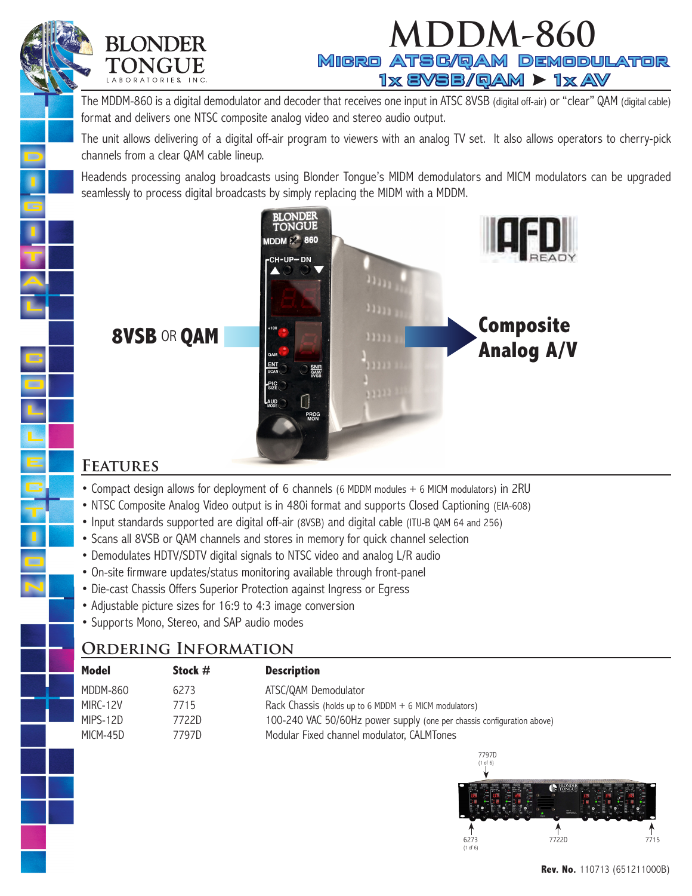# MDDM-860

## Micro ATSC/QAM Demodulator

## 1x 8VSB/QAM ► 1x AV

The MDDM-860 is a digital demodulator and decoder that receives one input in ATSC 8VSB (digital off-air) or "clear" QAM (digital cable) format and delivers one NTSC composite analog video and stereo audio output.

The unit allows delivering of a digital off-air program to viewers with an analog TV set. It also allows operators to cherry-pick channels from a clear QAM cable lineup.

Headends processing analog broadcasts using Blonder Tongue's MIDM demodulators and MICM modulators can be upgraded seamlessly to process digital broadcasts by simply replacing the MIDM with a MDDM.

**8VSB** OR **QAM**

**Composite Analog A/V**

## Features

- Compact design allows for deployment of 6 channels (6 MDDM modules + 6 MICM modulators) in 2RU
- NTSC Composite Analog Video output is in 480i format and supports Closed Captioning (EIA-608)
- Input standards supported are digital off-air (8VSB) and digital cable (ITU-B QAM 64 and 256)
- Scans all 8VSB or QAM channels and stores in memory for quick channel selection
- Demodulates HDTV/SDTV digital signals to NTSC video and analog L/R audio
- On-site firmware updates/status monitoring available through front-panel
- Die-cast Chassis Offers Superior Protection against Ingress or Egress
- Adjustable picture sizes for 16:9 to 4:3 image conversion
- Supports Mono, Stereo, and SAP audio modes

## Ordering Information

| Model | Stock # | Description |
|---|---|---|
| MDDM-860 | 6273 | ATSC/QAM Demodulator |
| MIRC-12V | 7715 | Rack Chassis (holds up to 6 MDDM + 6 MICM modulators) |
| MIPS-12D | 7722D | 100-240 VAC 50/60Hz power supply (one per chassis configuration above) |
| MICM-45D | 7797D | Modular Fixed channel modulator, CALMTones |

7797D (1 of 6)

6273 (1 of 6)

7722D

7715

**Rev. No.** 110713 (651211000B)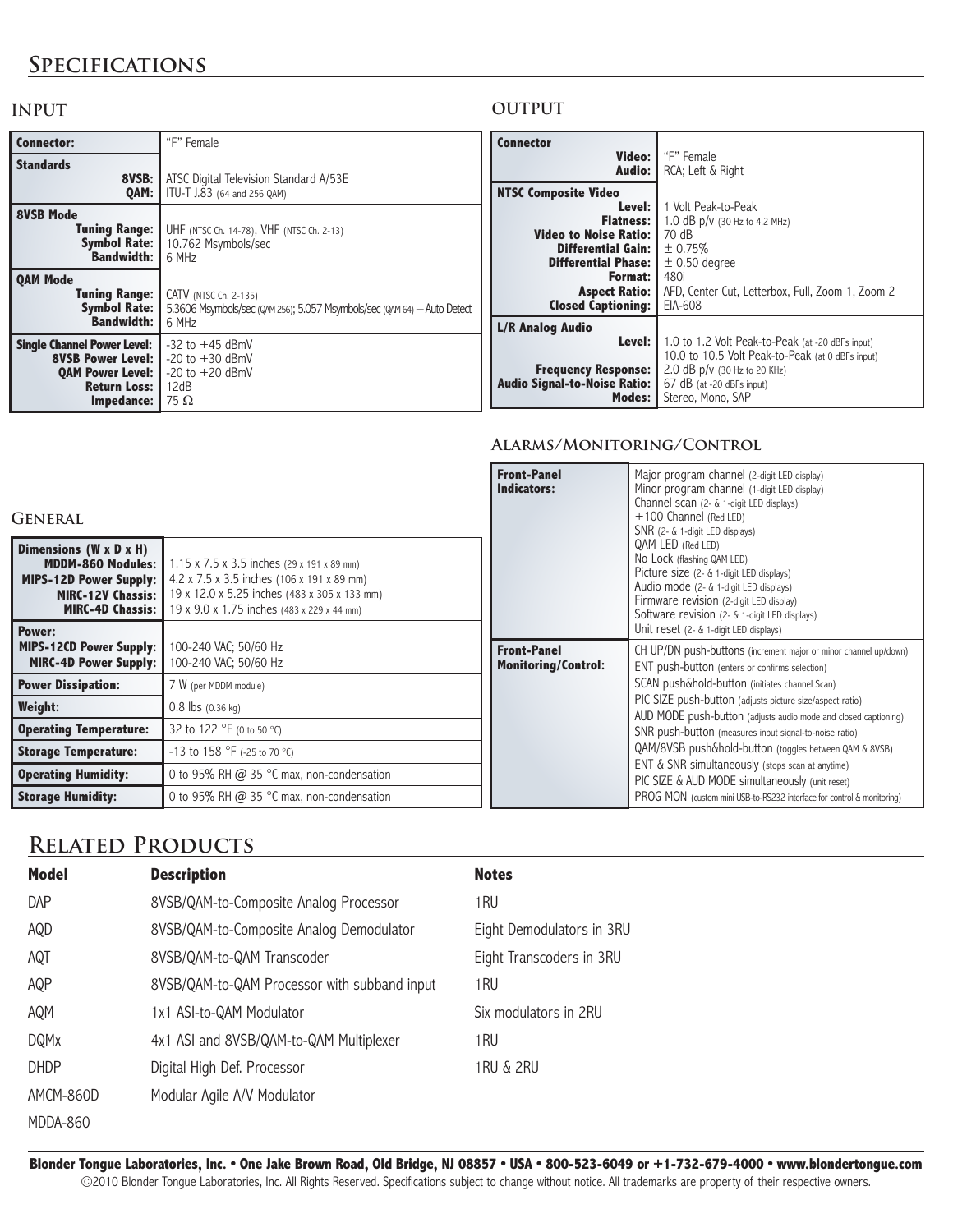# Specifications

## Input

| | |
|---|---|
| **Connector:** | "F" Female |
| **Standards** | |
| **8VSB:** | ATSC Digital Television Standard A/53E |
| **QAM:** | ITU-T J.83 (64 and 256 QAM) |
| **8VSB Mode** | |
| **Tuning Range:** | UHF (NTSC Ch. 14-78), VHF (NTSC Ch. 2-13) |
| **Symbol Rate:** | 10.762 Msymbols/sec |
| **Bandwidth:** | 6 MHz |
| **QAM Mode** | |
| **Tuning Range:** | CATV (NTSC Ch. 2-135) |
| **Symbol Rate:** | 5.3606 Msymbols/sec (QAM 256); 5.057 Msymbols/sec (QAM 64) – Auto Detect |
| **Bandwidth:** | 6 MHz |
| **Single Channel Power Level:** | |
| **8VSB Power Level:** | -32 to +45 dBmV<br>-20 to +30 dBmV |
| **QAM Power Level:** | -20 to +20 dBmV |
| **Return Loss:** | 12dB |
| **Impedance:** | 75 Ω |

## Output

| | |
|---|---|
| **Connector** | |
| **Video:** | "F" Female |
| **Audio:** | RCA; Left & Right |
| **NTSC Composite Video** | |
| **Level:** | 1 Volt Peak-to-Peak |
| **Flatness:** | 1.0 dB p/v (30 Hz to 4.2 MHz) |
| **Video to Noise Ratio:** | 70 dB |
| **Differential Gain:** | ± 0.75% |
| **Differential Phase:** | ± 0.50 degree |
| **Format:** | 480i |
| **Aspect Ratio:** | AFD, Center Cut, Letterbox, Full, Zoom 1, Zoom 2 |
| **Closed Captioning:** | EIA-608 |
| **L/R Analog Audio** | |
| **Level:** | 1.0 to 1.2 Volt Peak-to-Peak (at -20 dBFs input)<br>10.0 to 10.5 Volt Peak-to-Peak (at 0 dBFs input) |
| **Frequency Response:** | 2.0 dB p/v (30 Hz to 20 KHz) |
| **Audio Signal-to-Noise Ratio:** | 67 dB (at -20 dBFs input) |
| **Modes:** | Stereo, Mono, SAP |

## Alarms/Monitoring/Control

| | |
|---|---|
| **Front-Panel Indicators:** | Major program channel (2-digit LED display)<br>Minor program channel (1-digit LED display)<br>Channel scan (2- & 1-digit LED displays)<br>+100 Channel (Red LED)<br>SNR (2- & 1-digit LED displays)<br>QAM LED (Red LED)<br>No Lock (flashing QAM LED)<br>Picture size (2- & 1-digit LED displays)<br>Audio mode (2- & 1-digit LED displays)<br>Firmware revision (2-digit LED display)<br>Software revision (2- & 1-digit LED displays)<br>Unit reset (2- & 1-digit LED displays) |
| **Front-Panel Monitoring/Control:** | CH UP/DN push-buttons (increment major or minor channel up/down)<br>ENT push-button (enters or confirms selection)<br>SCAN push&hold-button (initiates channel Scan)<br>PIC SIZE push-button (adjusts picture size/aspect ratio)<br>AUD MODE push-button (adjusts audio mode and closed captioning)<br>SNR push-button (measures input signal-to-noise ratio)<br>QAM/8VSB push&hold-button (toggles between QAM & 8VSB)<br>ENT & SNR simultaneously (stops scan at anytime)<br>PIC SIZE & AUD MODE simultaneously (unit reset)<br>PROG MON (custom mini USB-to-RS232 interface for control & monitoring) |

## General

| | |
|---|---|
| **Dimensions (W x D x H)** | |
| **MDDM-860 Modules:** | 1.15 x 7.5 x 3.5 inches (29 x 191 x 89 mm) |
| **MIPS-12D Power Supply:** | 4.2 x 7.5 x 3.5 inches (106 x 191 x 89 mm) |
| **MIRC-12V Chassis:** | 19 x 12.0 x 5.25 inches (483 x 305 x 133 mm) |
| **MIRC-4D Chassis:** | 19 x 9.0 x 1.75 inches (483 x 229 x 44 mm) |
| **Power:** | |
| **MIPS-12CD Power Supply:** | 100-240 VAC; 50/60 Hz |
| **MIRC-4D Power Supply:** | 100-240 VAC; 50/60 Hz |
| **Power Dissipation:** | 7 W (per MDDM module) |
| **Weight:** | 0.8 lbs (0.36 kg) |
| **Operating Temperature:** | 32 to 122 °F (0 to 50 °C) |
| **Storage Temperature:** | -13 to 158 °F (-25 to 70 °C) |
| **Operating Humidity:** | 0 to 95% RH @ 35 °C max, non-condensation |
| **Storage Humidity:** | 0 to 95% RH @ 35 °C max, non-condensation |

# Related Products

| Model | Description | Notes |
|---|---|---|
| DAP | 8VSB/QAM-to-Composite Analog Processor | 1RU |
| AQD | 8VSB/QAM-to-Composite Analog Demodulator | Eight Demodulators in 3RU |
| AQT | 8VSB/QAM-to-QAM Transcoder | Eight Transcoders in 3RU |
| AQP | 8VSB/QAM-to-QAM Processor with subband input | 1RU |
| AQM | 1x1 ASI-to-QAM Modulator | Six modulators in 2RU |
| DQMx | 4x1 ASI and 8VSB/QAM-to-QAM Multiplexer | 1RU |
| DHDP | Digital High Def. Processor | 1RU & 2RU |
| AMCM-860D | Modular Agile A/V Modulator | |
| MDDA-860 | | |

**Blonder Tongue Laboratories, Inc. • One Jake Brown Road, Old Bridge, NJ 08857 • USA • 800-523-6049 or +1-732-679-4000 • www.blondertongue.com**

©2010 Blonder Tongue Laboratories, Inc. All Rights Reserved. Specifications subject to change without notice. All trademarks are property of their respective owners.